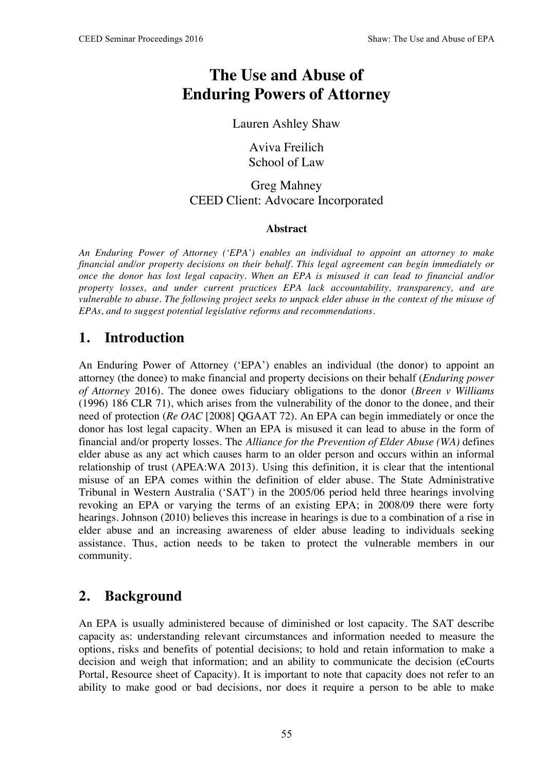# The Use and Abuse of Enduring Powers of Attorney

Lauren Ashley Shaw

Aviva Freilich
School of Law

Greg Mahney
CEED Client: Advocare Incorporated

**Abstract**

*An Enduring Power of Attorney ('EPA') enables an individual to appoint an attorney to make financial and/or property decisions on their behalf. This legal agreement can begin immediately or once the donor has lost legal capacity. When an EPA is misused it can lead to financial and/or property losses, and under current practices EPA lack accountability, transparency, and are vulnerable to abuse. The following project seeks to unpack elder abuse in the context of the misuse of EPAs, and to suggest potential legislative reforms and recommendations.*

## 1. Introduction

An Enduring Power of Attorney ('EPA') enables an individual (the donor) to appoint an attorney (the donee) to make financial and property decisions on their behalf (*Enduring power of Attorney* 2016). The donee owes fiduciary obligations to the donor (*Breen v Williams* (1996) 186 CLR 71), which arises from the vulnerability of the donor to the donee, and their need of protection (*Re OAC* [2008] QGAAT 72). An EPA can begin immediately or once the donor has lost legal capacity. When an EPA is misused it can lead to abuse in the form of financial and/or property losses. The *Alliance for the Prevention of Elder Abuse (WA)* defines elder abuse as any act which causes harm to an older person and occurs within an informal relationship of trust (APEA:WA 2013). Using this definition, it is clear that the intentional misuse of an EPA comes within the definition of elder abuse. The State Administrative Tribunal in Western Australia ('SAT') in the 2005/06 period held three hearings involving revoking an EPA or varying the terms of an existing EPA; in 2008/09 there were forty hearings. Johnson (2010) believes this increase in hearings is due to a combination of a rise in elder abuse and an increasing awareness of elder abuse leading to individuals seeking assistance. Thus, action needs to be taken to protect the vulnerable members in our community.

## 2. Background

An EPA is usually administered because of diminished or lost capacity. The SAT describe capacity as: understanding relevant circumstances and information needed to measure the options, risks and benefits of potential decisions; to hold and retain information to make a decision and weigh that information; and an ability to communicate the decision (eCourts Portal, Resource sheet of Capacity). It is important to note that capacity does not refer to an ability to make good or bad decisions, nor does it require a person to be able to make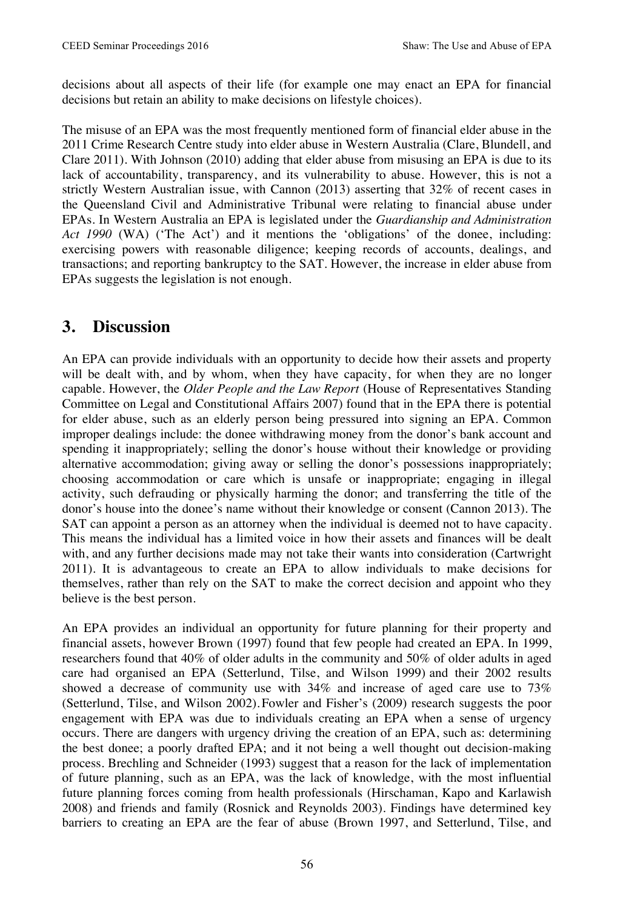decisions about all aspects of their life (for example one may enact an EPA for financial decisions but retain an ability to make decisions on lifestyle choices).

The misuse of an EPA was the most frequently mentioned form of financial elder abuse in the 2011 Crime Research Centre study into elder abuse in Western Australia (Clare, Blundell, and Clare 2011). With Johnson (2010) adding that elder abuse from misusing an EPA is due to its lack of accountability, transparency, and its vulnerability to abuse. However, this is not a strictly Western Australian issue, with Cannon (2013) asserting that 32% of recent cases in the Queensland Civil and Administrative Tribunal were relating to financial abuse under EPAs. In Western Australia an EPA is legislated under the *Guardianship and Administration Act 1990* (WA) ('The Act') and it mentions the 'obligations' of the donee, including: exercising powers with reasonable diligence; keeping records of accounts, dealings, and transactions; and reporting bankruptcy to the SAT. However, the increase in elder abuse from EPAs suggests the legislation is not enough.

## 3. Discussion

An EPA can provide individuals with an opportunity to decide how their assets and property will be dealt with, and by whom, when they have capacity, for when they are no longer capable. However, the *Older People and the Law Report* (House of Representatives Standing Committee on Legal and Constitutional Affairs 2007) found that in the EPA there is potential for elder abuse, such as an elderly person being pressured into signing an EPA. Common improper dealings include: the donee withdrawing money from the donor's bank account and spending it inappropriately; selling the donor's house without their knowledge or providing alternative accommodation; giving away or selling the donor's possessions inappropriately; choosing accommodation or care which is unsafe or inappropriate; engaging in illegal activity, such defrauding or physically harming the donor; and transferring the title of the donor's house into the donee's name without their knowledge or consent (Cannon 2013). The SAT can appoint a person as an attorney when the individual is deemed not to have capacity. This means the individual has a limited voice in how their assets and finances will be dealt with, and any further decisions made may not take their wants into consideration (Cartwright 2011). It is advantageous to create an EPA to allow individuals to make decisions for themselves, rather than rely on the SAT to make the correct decision and appoint who they believe is the best person.

An EPA provides an individual an opportunity for future planning for their property and financial assets, however Brown (1997) found that few people had created an EPA. In 1999, researchers found that 40% of older adults in the community and 50% of older adults in aged care had organised an EPA (Setterlund, Tilse, and Wilson 1999) and their 2002 results showed a decrease of community use with 34% and increase of aged care use to 73% (Setterlund, Tilse, and Wilson 2002). Fowler and Fisher's (2009) research suggests the poor engagement with EPA was due to individuals creating an EPA when a sense of urgency occurs. There are dangers with urgency driving the creation of an EPA, such as: determining the best donee; a poorly drafted EPA; and it not being a well thought out decision-making process. Brechling and Schneider (1993) suggest that a reason for the lack of implementation of future planning, such as an EPA, was the lack of knowledge, with the most influential future planning forces coming from health professionals (Hirschaman, Kapo and Karlawish 2008) and friends and family (Rosnick and Reynolds 2003). Findings have determined key barriers to creating an EPA are the fear of abuse (Brown 1997, and Setterlund, Tilse, and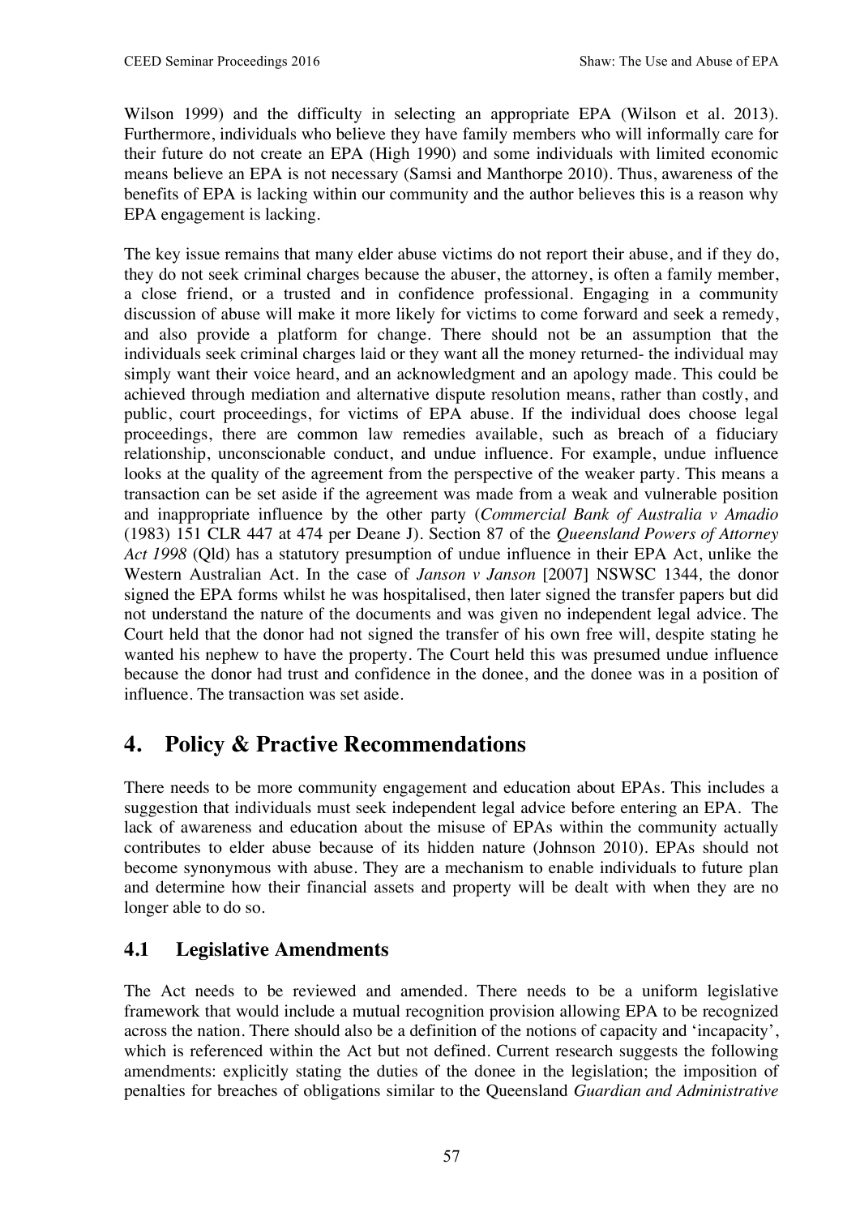Wilson 1999) and the difficulty in selecting an appropriate EPA (Wilson et al. 2013). Furthermore, individuals who believe they have family members who will informally care for their future do not create an EPA (High 1990) and some individuals with limited economic means believe an EPA is not necessary (Samsi and Manthorpe 2010). Thus, awareness of the benefits of EPA is lacking within our community and the author believes this is a reason why EPA engagement is lacking.

The key issue remains that many elder abuse victims do not report their abuse, and if they do, they do not seek criminal charges because the abuser, the attorney, is often a family member, a close friend, or a trusted and in confidence professional. Engaging in a community discussion of abuse will make it more likely for victims to come forward and seek a remedy, and also provide a platform for change. There should not be an assumption that the individuals seek criminal charges laid or they want all the money returned- the individual may simply want their voice heard, and an acknowledgment and an apology made. This could be achieved through mediation and alternative dispute resolution means, rather than costly, and public, court proceedings, for victims of EPA abuse. If the individual does choose legal proceedings, there are common law remedies available, such as breach of a fiduciary relationship, unconscionable conduct, and undue influence. For example, undue influence looks at the quality of the agreement from the perspective of the weaker party. This means a transaction can be set aside if the agreement was made from a weak and vulnerable position and inappropriate influence by the other party (*Commercial Bank of Australia v Amadio* (1983) 151 CLR 447 at 474 per Deane J). Section 87 of the *Queensland Powers of Attorney Act 1998* (Qld) has a statutory presumption of undue influence in their EPA Act, unlike the Western Australian Act. In the case of *Janson v Janson* [2007] NSWSC 1344, the donor signed the EPA forms whilst he was hospitalised, then later signed the transfer papers but did not understand the nature of the documents and was given no independent legal advice. The Court held that the donor had not signed the transfer of his own free will, despite stating he wanted his nephew to have the property. The Court held this was presumed undue influence because the donor had trust and confidence in the donee, and the donee was in a position of influence. The transaction was set aside.

# 4. Policy & Practive Recommendations

There needs to be more community engagement and education about EPAs. This includes a suggestion that individuals must seek independent legal advice before entering an EPA. The lack of awareness and education about the misuse of EPAs within the community actually contributes to elder abuse because of its hidden nature (Johnson 2010). EPAs should not become synonymous with abuse. They are a mechanism to enable individuals to future plan and determine how their financial assets and property will be dealt with when they are no longer able to do so.

## 4.1 Legislative Amendments

The Act needs to be reviewed and amended. There needs to be a uniform legislative framework that would include a mutual recognition provision allowing EPA to be recognized across the nation. There should also be a definition of the notions of capacity and 'incapacity', which is referenced within the Act but not defined. Current research suggests the following amendments: explicitly stating the duties of the donee in the legislation; the imposition of penalties for breaches of obligations similar to the Queensland *Guardian and Administrative*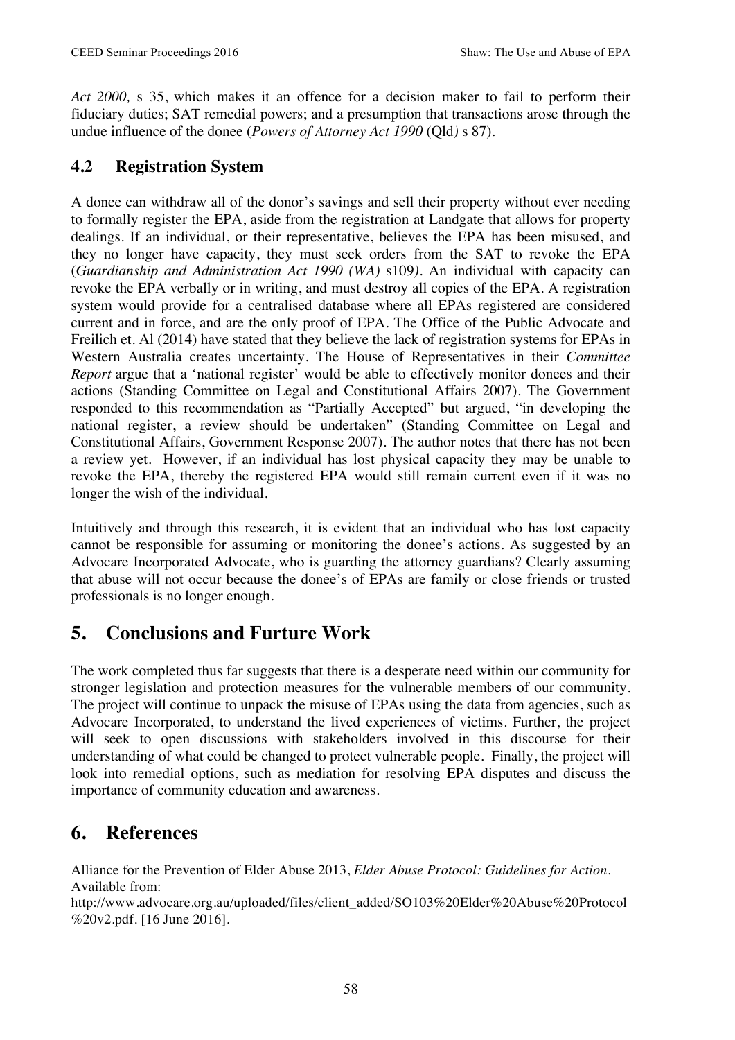*Act 2000,* s 35, which makes it an offence for a decision maker to fail to perform their fiduciary duties; SAT remedial powers; and a presumption that transactions arose through the undue influence of the donee (*Powers of Attorney Act 1990* (Qld*)* s 87).

## 4.2 Registration System

A donee can withdraw all of the donor's savings and sell their property without ever needing to formally register the EPA, aside from the registration at Landgate that allows for property dealings. If an individual, or their representative, believes the EPA has been misused, and they no longer have capacity, they must seek orders from the SAT to revoke the EPA (*Guardianship and Administration Act 1990 (WA)* s109*)*. An individual with capacity can revoke the EPA verbally or in writing, and must destroy all copies of the EPA. A registration system would provide for a centralised database where all EPAs registered are considered current and in force, and are the only proof of EPA. The Office of the Public Advocate and Freilich et. Al (2014) have stated that they believe the lack of registration systems for EPAs in Western Australia creates uncertainty. The House of Representatives in their *Committee Report* argue that a 'national register' would be able to effectively monitor donees and their actions (Standing Committee on Legal and Constitutional Affairs 2007). The Government responded to this recommendation as "Partially Accepted" but argued, "in developing the national register, a review should be undertaken" (Standing Committee on Legal and Constitutional Affairs, Government Response 2007). The author notes that there has not been a review yet. However, if an individual has lost physical capacity they may be unable to revoke the EPA, thereby the registered EPA would still remain current even if it was no longer the wish of the individual.

Intuitively and through this research, it is evident that an individual who has lost capacity cannot be responsible for assuming or monitoring the donee's actions. As suggested by an Advocare Incorporated Advocate, who is guarding the attorney guardians? Clearly assuming that abuse will not occur because the donee's of EPAs are family or close friends or trusted professionals is no longer enough.

# 5. Conclusions and Furture Work

The work completed thus far suggests that there is a desperate need within our community for stronger legislation and protection measures for the vulnerable members of our community. The project will continue to unpack the misuse of EPAs using the data from agencies, such as Advocare Incorporated, to understand the lived experiences of victims. Further, the project will seek to open discussions with stakeholders involved in this discourse for their understanding of what could be changed to protect vulnerable people. Finally, the project will look into remedial options, such as mediation for resolving EPA disputes and discuss the importance of community education and awareness.

# 6. References

Alliance for the Prevention of Elder Abuse 2013, *Elder Abuse Protocol: Guidelines for Action*. Available from: http://www.advocare.org.au/uploaded/files/client_added/SO103%20Elder%20Abuse%20Protocol%20v2.pdf. [16 June 2016].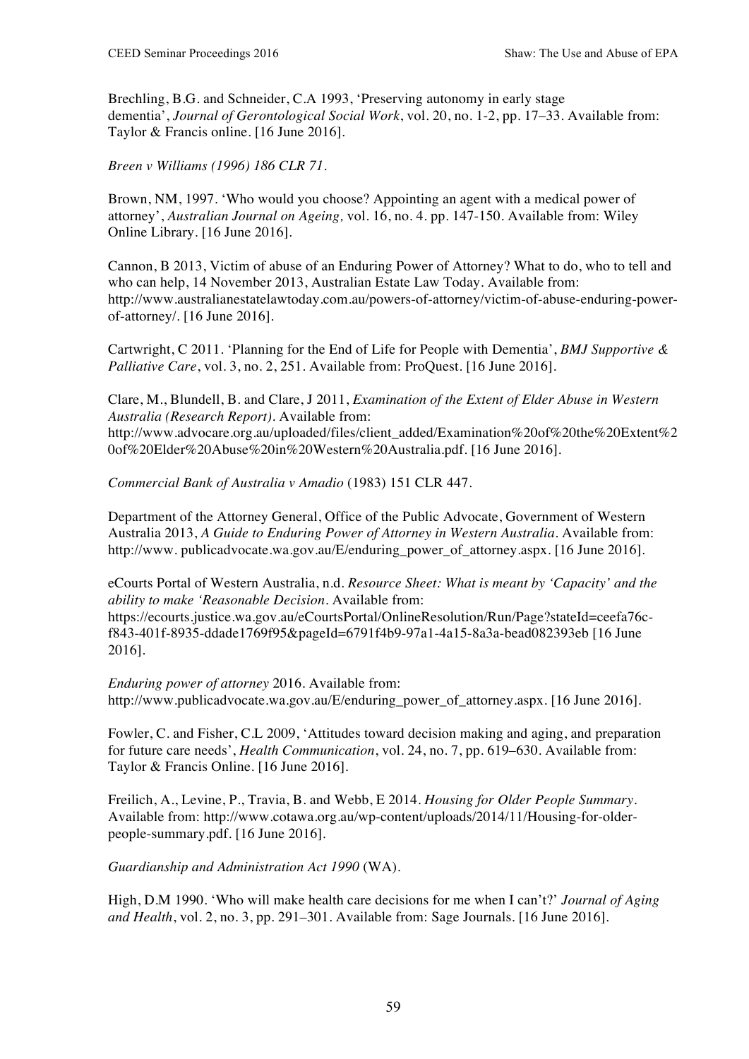Brechling, B.G. and Schneider, C.A 1993, 'Preserving autonomy in early stage dementia', *Journal of Gerontological Social Work*, vol. 20, no. 1-2, pp. 17–33. Available from: Taylor & Francis online. [16 June 2016].

*Breen v Williams (1996) 186 CLR 71.*

Brown, NM, 1997. 'Who would you choose? Appointing an agent with a medical power of attorney', *Australian Journal on Ageing,* vol. 16, no. 4. pp. 147-150. Available from: Wiley Online Library. [16 June 2016].

Cannon, B 2013, Victim of abuse of an Enduring Power of Attorney? What to do, who to tell and who can help, 14 November 2013, Australian Estate Law Today. Available from: http://www.australianestatelawtoday.com.au/powers-of-attorney/victim-of-abuse-enduring-power-of-attorney/. [16 June 2016].

Cartwright, C 2011. 'Planning for the End of Life for People with Dementia', *BMJ Supportive & Palliative Care*, vol. 3, no. 2, 251. Available from: ProQuest. [16 June 2016].

Clare, M., Blundell, B. and Clare, J 2011, *Examination of the Extent of Elder Abuse in Western Australia (Research Report)*. Available from: http://www.advocare.org.au/uploaded/files/client_added/Examination%20of%20the%20Extent%20of%20Elder%20Abuse%20in%20Western%20Australia.pdf. [16 June 2016].

*Commercial Bank of Australia v Amadio* (1983) 151 CLR 447.

Department of the Attorney General, Office of the Public Advocate, Government of Western Australia 2013, *A Guide to Enduring Power of Attorney in Western Australia*. Available from: http://www. publicadvocate.wa.gov.au/E/enduring_power_of_attorney.aspx. [16 June 2016].

eCourts Portal of Western Australia, n.d. *Resource Sheet: What is meant by 'Capacity' and the ability to make 'Reasonable Decision*. Available from: https://ecourts.justice.wa.gov.au/eCourtsPortal/OnlineResolution/Run/Page?stateId=ceefa76c-f843-401f-8935-ddade1769f95&pageId=6791f4b9-97a1-4a15-8a3a-bead082393eb [16 June 2016].

*Enduring power of attorney* 2016. Available from: http://www.publicadvocate.wa.gov.au/E/enduring_power_of_attorney.aspx. [16 June 2016].

Fowler, C. and Fisher, C.L 2009, 'Attitudes toward decision making and aging, and preparation for future care needs', *Health Communication*, vol. 24, no. 7, pp. 619–630. Available from: Taylor & Francis Online. [16 June 2016].

Freilich, A., Levine, P., Travia, B. and Webb, E 2014. *Housing for Older People Summary*. Available from: http://www.cotawa.org.au/wp-content/uploads/2014/11/Housing-for-older-people-summary.pdf. [16 June 2016].

*Guardianship and Administration Act 1990* (WA).

High, D.M 1990. 'Who will make health care decisions for me when I can't?' *Journal of Aging and Health*, vol. 2, no. 3, pp. 291–301. Available from: Sage Journals. [16 June 2016].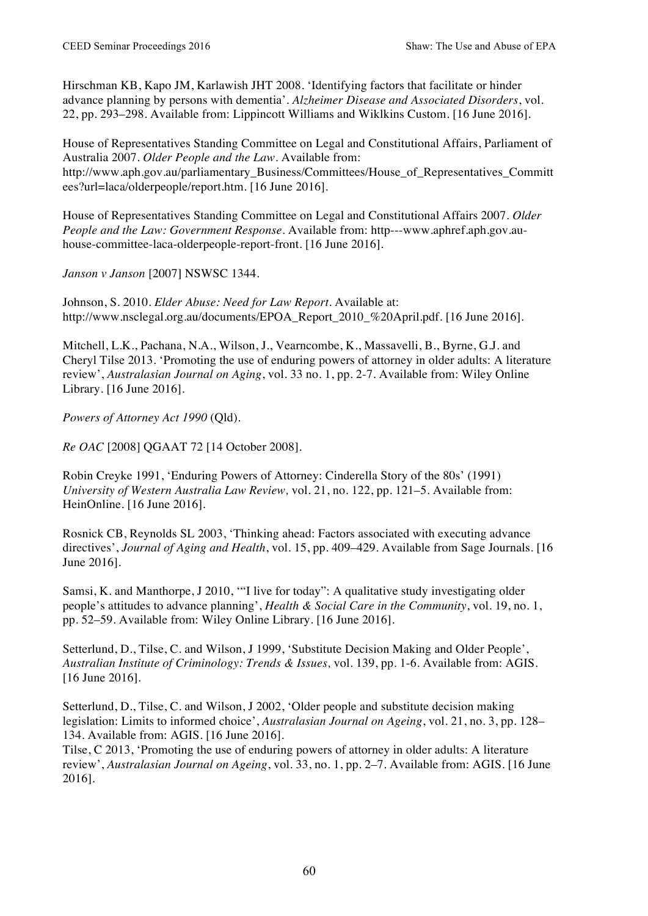Hirschman KB, Kapo JM, Karlawish JHT 2008. 'Identifying factors that facilitate or hinder advance planning by persons with dementia'. *Alzheimer Disease and Associated Disorders*, vol. 22, pp. 293–298. Available from: Lippincott Williams and Wiklkins Custom. [16 June 2016].

House of Representatives Standing Committee on Legal and Constitutional Affairs, Parliament of Australia 2007. *Older People and the Law*. Available from: http://www.aph.gov.au/parliamentary_Business/Committees/House_of_Representatives_Committees?url=laca/olderpeople/report.htm. [16 June 2016].

House of Representatives Standing Committee on Legal and Constitutional Affairs 2007. *Older People and the Law: Government Response*. Available from: http---www.aphref.aph.gov.au-house-committee-laca-olderpeople-report-front. [16 June 2016].

*Janson v Janson* [2007] NSWSC 1344.

Johnson, S. 2010. *Elder Abuse: Need for Law Report*. Available at: http://www.nsclegal.org.au/documents/EPOA_Report_2010_%20April.pdf. [16 June 2016].

Mitchell, L.K., Pachana, N.A., Wilson, J., Vearncombe, K., Massavelli, B., Byrne, G.J. and Cheryl Tilse 2013. 'Promoting the use of enduring powers of attorney in older adults: A literature review', *Australasian Journal on Aging*, vol. 33 no. 1, pp. 2-7. Available from: Wiley Online Library. [16 June 2016].

*Powers of Attorney Act 1990* (Qld).

*Re OAC* [2008] QGAAT 72 [14 October 2008].

Robin Creyke 1991, 'Enduring Powers of Attorney: Cinderella Story of the 80s' (1991) *University of Western Australia Law Review,* vol. 21, no. 122, pp. 121–5. Available from: HeinOnline. [16 June 2016].

Rosnick CB, Reynolds SL 2003, 'Thinking ahead: Factors associated with executing advance directives', *Journal of Aging and Health*, vol. 15, pp. 409–429. Available from Sage Journals. [16 June 2016].

Samsi, K. and Manthorpe, J 2010, '"I live for today": A qualitative study investigating older people's attitudes to advance planning', *Health & Social Care in the Community*, vol. 19, no. 1, pp. 52–59. Available from: Wiley Online Library. [16 June 2016].

Setterlund, D., Tilse, C. and Wilson, J 1999, 'Substitute Decision Making and Older People', *Australian Institute of Criminology: Trends & Issues,* vol. 139, pp. 1-6. Available from: AGIS. [16 June 2016].

Setterlund, D., Tilse, C. and Wilson, J 2002, 'Older people and substitute decision making legislation: Limits to informed choice', *Australasian Journal on Ageing*, vol. 21, no. 3, pp. 128–134. Available from: AGIS. [16 June 2016].

Tilse, C 2013, 'Promoting the use of enduring powers of attorney in older adults: A literature review', *Australasian Journal on Ageing*, vol. 33, no. 1, pp. 2–7. Available from: AGIS. [16 June 2016].